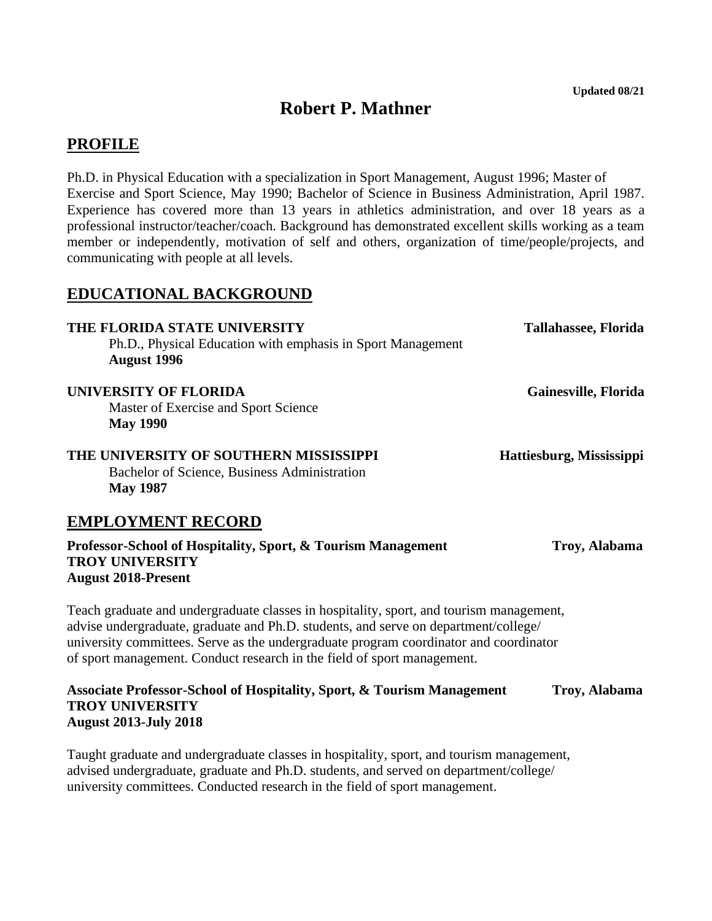**Updated 08/21**

# Robert P. Mathner

## PROFILE

Ph.D. in Physical Education with a specialization in Sport Management, August 1996; Master of Exercise and Sport Science, May 1990; Bachelor of Science in Business Administration, April 1987. Experience has covered more than 13 years in athletics administration, and over 18 years as a professional instructor/teacher/coach. Background has demonstrated excellent skills working as a team member or independently, motivation of self and others, organization of time/people/projects, and communicating with people at all levels.

## EDUCATIONAL BACKGROUND

**THE FLORIDA STATE UNIVERSITY** — **Tallahassee, Florida**
Ph.D., Physical Education with emphasis in Sport Management
**August 1996**

**UNIVERSITY OF FLORIDA** — **Gainesville, Florida**
Master of Exercise and Sport Science
**May 1990**

**THE UNIVERSITY OF SOUTHERN MISSISSIPPI** — **Hattiesburg, Mississippi**
Bachelor of Science, Business Administration
**May 1987**

## EMPLOYMENT RECORD

**Professor-School of Hospitality, Sport, & Tourism Management** — **Troy, Alabama**
**TROY UNIVERSITY**
**August 2018-Present**

Teach graduate and undergraduate classes in hospitality, sport, and tourism management, advise undergraduate, graduate and Ph.D. students, and serve on department/college/ university committees. Serve as the undergraduate program coordinator and coordinator of sport management. Conduct research in the field of sport management.

**Associate Professor-School of Hospitality, Sport, & Tourism Management** — **Troy, Alabama**
**TROY UNIVERSITY**
**August 2013-July 2018**

Taught graduate and undergraduate classes in hospitality, sport, and tourism management, advised undergraduate, graduate and Ph.D. students, and served on department/college/ university committees. Conducted research in the field of sport management.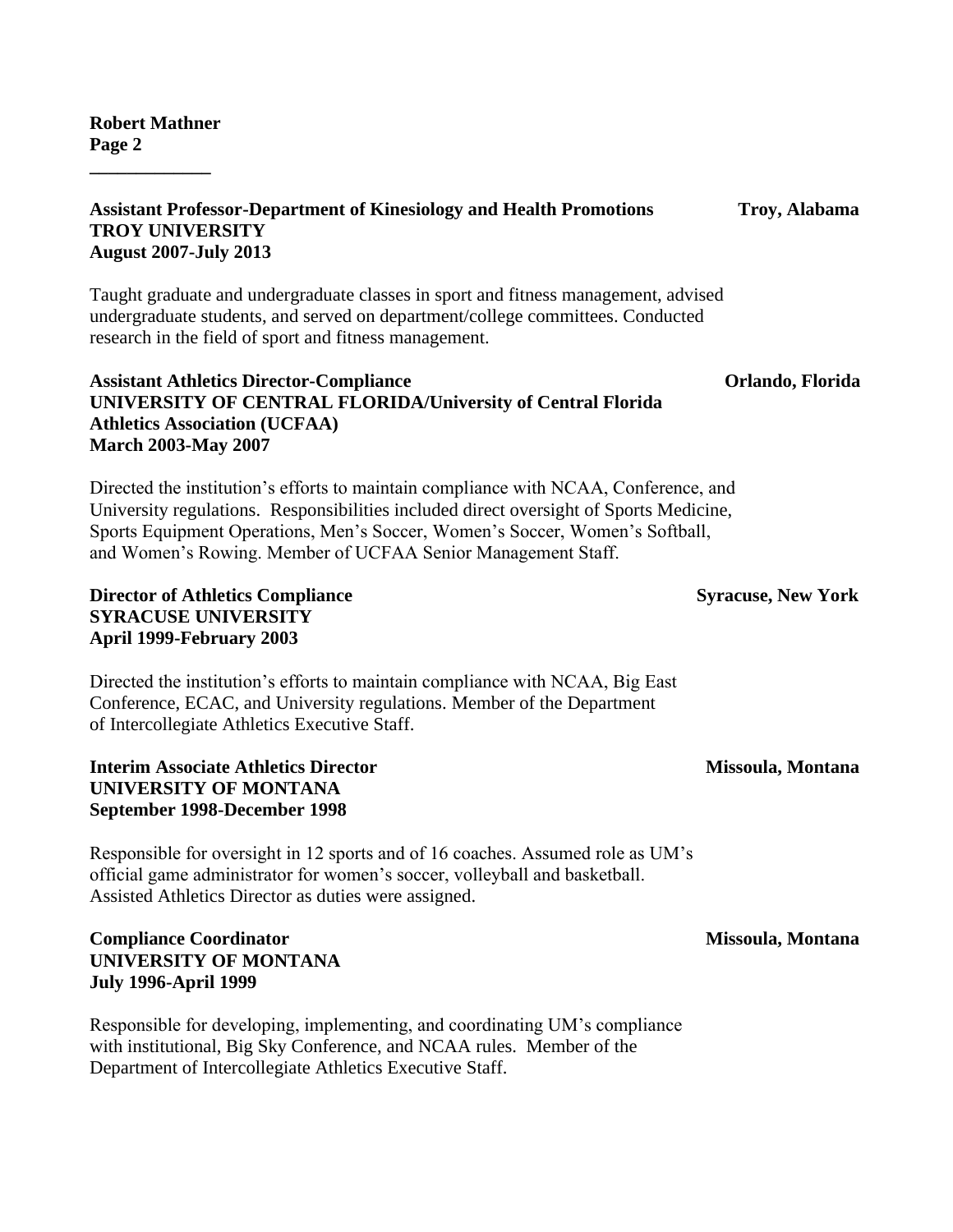**Assistant Professor-Department of Kinesiology and Health Promotions** **Troy, Alabama**
**TROY UNIVERSITY**
**August 2007-July 2013**

Taught graduate and undergraduate classes in sport and fitness management, advised undergraduate students, and served on department/college committees. Conducted research in the field of sport and fitness management.

**Assistant Athletics Director-Compliance** **Orlando, Florida**
**UNIVERSITY OF CENTRAL FLORIDA/University of Central Florida Athletics Association (UCFAA)**
**March 2003-May 2007**

Directed the institution's efforts to maintain compliance with NCAA, Conference, and University regulations. Responsibilities included direct oversight of Sports Medicine, Sports Equipment Operations, Men's Soccer, Women's Soccer, Women's Softball, and Women's Rowing. Member of UCFAA Senior Management Staff.

**Director of Athletics Compliance** **Syracuse, New York**
**SYRACUSE UNIVERSITY**
**April 1999-February 2003**

Directed the institution's efforts to maintain compliance with NCAA, Big East Conference, ECAC, and University regulations. Member of the Department of Intercollegiate Athletics Executive Staff.

**Interim Associate Athletics Director** **Missoula, Montana**
**UNIVERSITY OF MONTANA**
**September 1998-December 1998**

Responsible for oversight in 12 sports and of 16 coaches. Assumed role as UM's official game administrator for women's soccer, volleyball and basketball. Assisted Athletics Director as duties were assigned.

**Compliance Coordinator** **Missoula, Montana**
**UNIVERSITY OF MONTANA**
**July 1996-April 1999**

Responsible for developing, implementing, and coordinating UM's compliance with institutional, Big Sky Conference, and NCAA rules. Member of the Department of Intercollegiate Athletics Executive Staff.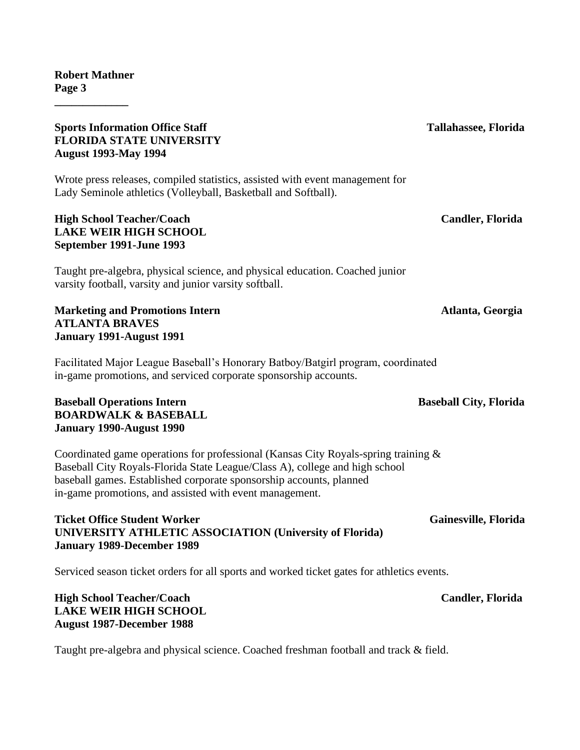**Sports Information Office Staff** **Tallahassee, Florida**
**FLORIDA STATE UNIVERSITY**
**August 1993-May 1994**

Wrote press releases, compiled statistics, assisted with event management for Lady Seminole athletics (Volleyball, Basketball and Softball).

**High School Teacher/Coach** **Candler, Florida**
**LAKE WEIR HIGH SCHOOL**
**September 1991-June 1993**

Taught pre-algebra, physical science, and physical education. Coached junior varsity football, varsity and junior varsity softball.

**Marketing and Promotions Intern** **Atlanta, Georgia**
**ATLANTA BRAVES**
**January 1991-August 1991**

Facilitated Major League Baseball's Honorary Batboy/Batgirl program, coordinated in-game promotions, and serviced corporate sponsorship accounts.

**Baseball Operations Intern** **Baseball City, Florida**
**BOARDWALK & BASEBALL**
**January 1990-August 1990**

Coordinated game operations for professional (Kansas City Royals-spring training & Baseball City Royals-Florida State League/Class A), college and high school baseball games. Established corporate sponsorship accounts, planned in-game promotions, and assisted with event management.

**Ticket Office Student Worker** **Gainesville, Florida**
**UNIVERSITY ATHLETIC ASSOCIATION (University of Florida)**
**January 1989-December 1989**

Serviced season ticket orders for all sports and worked ticket gates for athletics events.

**High School Teacher/Coach** **Candler, Florida**
**LAKE WEIR HIGH SCHOOL**
**August 1987-December 1988**

Taught pre-algebra and physical science. Coached freshman football and track & field.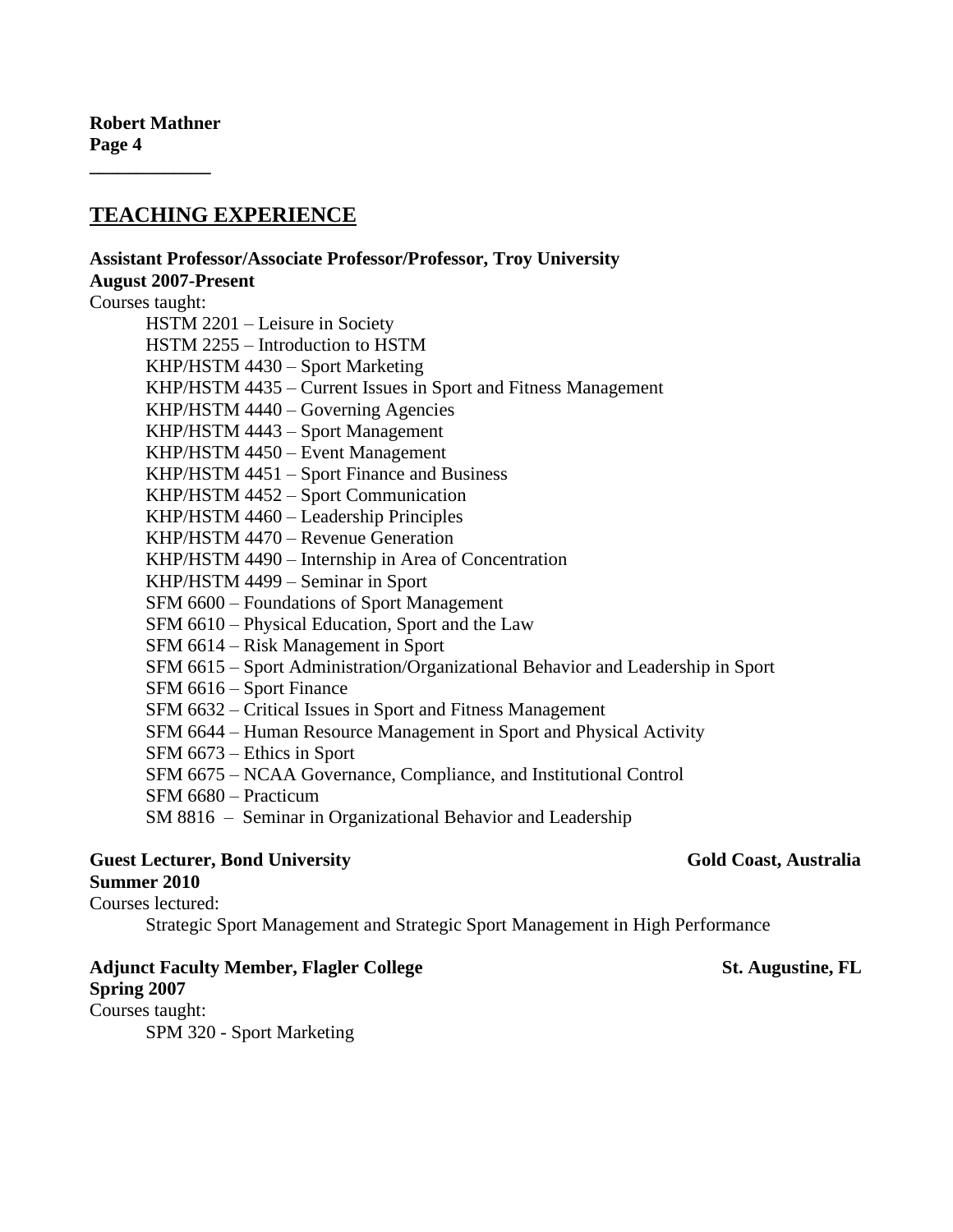## TEACHING EXPERIENCE

**Assistant Professor/Associate Professor/Professor, Troy University**
**August 2007-Present**

Courses taught:

- HSTM 2201 – Leisure in Society
- HSTM 2255 – Introduction to HSTM
- KHP/HSTM 4430 – Sport Marketing
- KHP/HSTM 4435 – Current Issues in Sport and Fitness Management
- KHP/HSTM 4440 – Governing Agencies
- KHP/HSTM 4443 – Sport Management
- KHP/HSTM 4450 – Event Management
- KHP/HSTM 4451 – Sport Finance and Business
- KHP/HSTM 4452 – Sport Communication
- KHP/HSTM 4460 – Leadership Principles
- KHP/HSTM 4470 – Revenue Generation
- KHP/HSTM 4490 – Internship in Area of Concentration
- KHP/HSTM 4499 – Seminar in Sport
- SFM 6600 – Foundations of Sport Management
- SFM 6610 – Physical Education, Sport and the Law
- SFM 6614 – Risk Management in Sport
- SFM 6615 – Sport Administration/Organizational Behavior and Leadership in Sport
- SFM 6616 – Sport Finance
- SFM 6632 – Critical Issues in Sport and Fitness Management
- SFM 6644 – Human Resource Management in Sport and Physical Activity
- SFM 6673 – Ethics in Sport
- SFM 6675 – NCAA Governance, Compliance, and Institutional Control
- SFM 6680 – Practicum
- SM 8816 – Seminar in Organizational Behavior and Leadership

**Guest Lecturer, Bond University** — **Gold Coast, Australia**
**Summer 2010**

Courses lectured:

- Strategic Sport Management and Strategic Sport Management in High Performance

**Adjunct Faculty Member, Flagler College** — **St. Augustine, FL**
**Spring 2007**

Courses taught:

- SPM 320 - Sport Marketing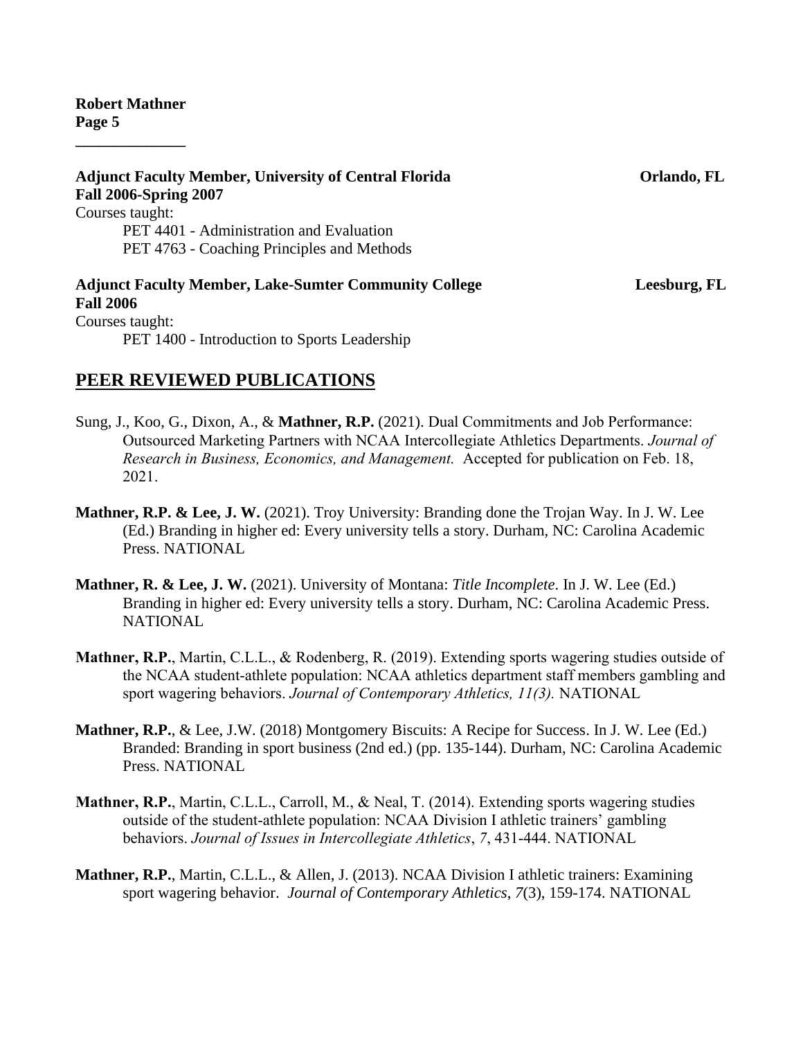**Adjunct Faculty Member, University of Central Florida** **Orlando, FL**
**Fall 2006-Spring 2007**

Courses taught:

PET 4401 - Administration and Evaluation
PET 4763 - Coaching Principles and Methods

**Adjunct Faculty Member, Lake-Sumter Community College** **Leesburg, FL**
**Fall 2006**

Courses taught:

PET 1400 - Introduction to Sports Leadership

## PEER REVIEWED PUBLICATIONS

Sung, J., Koo, G., Dixon, A., & **Mathner, R.P.** (2021). Dual Commitments and Job Performance: Outsourced Marketing Partners with NCAA Intercollegiate Athletics Departments. *Journal of Research in Business, Economics, and Management.* Accepted for publication on Feb. 18, 2021.

**Mathner, R.P. & Lee, J. W.** (2021). Troy University: Branding done the Trojan Way. In J. W. Lee (Ed.) Branding in higher ed: Every university tells a story. Durham, NC: Carolina Academic Press. NATIONAL

**Mathner, R. & Lee, J. W.** (2021). University of Montana: *Title Incomplete*. In J. W. Lee (Ed.) Branding in higher ed: Every university tells a story. Durham, NC: Carolina Academic Press. NATIONAL

**Mathner, R.P.**, Martin, C.L.L., & Rodenberg, R. (2019). Extending sports wagering studies outside of the NCAA student-athlete population: NCAA athletics department staff members gambling and sport wagering behaviors. *Journal of Contemporary Athletics, 11(3).* NATIONAL

**Mathner, R.P.**, & Lee, J.W. (2018) Montgomery Biscuits: A Recipe for Success. In J. W. Lee (Ed.) Branded: Branding in sport business (2nd ed.) (pp. 135-144). Durham, NC: Carolina Academic Press. NATIONAL

**Mathner, R.P.**, Martin, C.L.L., Carroll, M., & Neal, T. (2014). Extending sports wagering studies outside of the student-athlete population: NCAA Division I athletic trainers' gambling behaviors. *Journal of Issues in Intercollegiate Athletics*, *7*, 431-444. NATIONAL

**Mathner, R.P.**, Martin, C.L.L., & Allen, J. (2013). NCAA Division I athletic trainers: Examining sport wagering behavior. *Journal of Contemporary Athletics*, *7*(3), 159-174. NATIONAL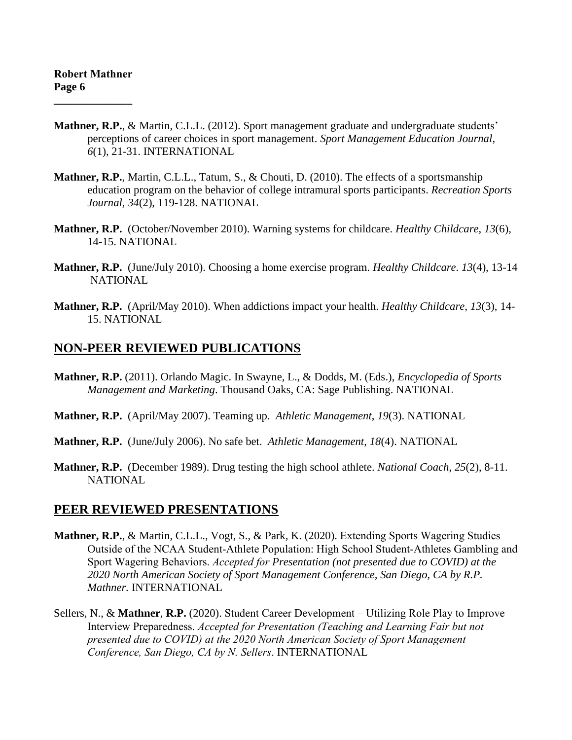**Mathner, R.P.**, & Martin, C.L.L. (2012). Sport management graduate and undergraduate students' perceptions of career choices in sport management. *Sport Management Education Journal*, *6*(1), 21-31. INTERNATIONAL

**Mathner, R.P.**, Martin, C.L.L., Tatum, S., & Chouti, D. (2010). The effects of a sportsmanship education program on the behavior of college intramural sports participants. *Recreation Sports Journal*, *34*(2), 119-128. NATIONAL

**Mathner, R.P.** (October/November 2010). Warning systems for childcare. *Healthy Childcare*, *13*(6), 14-15. NATIONAL

**Mathner, R.P.** (June/July 2010). Choosing a home exercise program. *Healthy Childcare*. *13*(4), 13-14 NATIONAL

**Mathner, R.P.** (April/May 2010). When addictions impact your health. *Healthy Childcare*, *13*(3), 14-15. NATIONAL

## NON-PEER REVIEWED PUBLICATIONS

**Mathner, R.P.** (2011). Orlando Magic. In Swayne, L., & Dodds, M. (Eds.), *Encyclopedia of Sports Management and Marketing*. Thousand Oaks, CA: Sage Publishing. NATIONAL

**Mathner, R.P.** (April/May 2007). Teaming up. *Athletic Management*, *19*(3). NATIONAL

**Mathner, R.P.** (June/July 2006). No safe bet. *Athletic Management*, *18*(4). NATIONAL

**Mathner, R.P.** (December 1989). Drug testing the high school athlete. *National Coach*, *25*(2), 8-11. NATIONAL

## PEER REVIEWED PRESENTATIONS

**Mathner, R.P.**, & Martin, C.L.L., Vogt, S., & Park, K. (2020). Extending Sports Wagering Studies Outside of the NCAA Student-Athlete Population: High School Student-Athletes Gambling and Sport Wagering Behaviors. *Accepted for Presentation (not presented due to COVID) at the 2020 North American Society of Sport Management Conference, San Diego, CA by R.P. Mathner.* INTERNATIONAL

Sellers, N., & **Mathner**, **R.P.** (2020). Student Career Development – Utilizing Role Play to Improve Interview Preparedness. *Accepted for Presentation (Teaching and Learning Fair but not presented due to COVID) at the 2020 North American Society of Sport Management Conference, San Diego, CA by N. Sellers*. INTERNATIONAL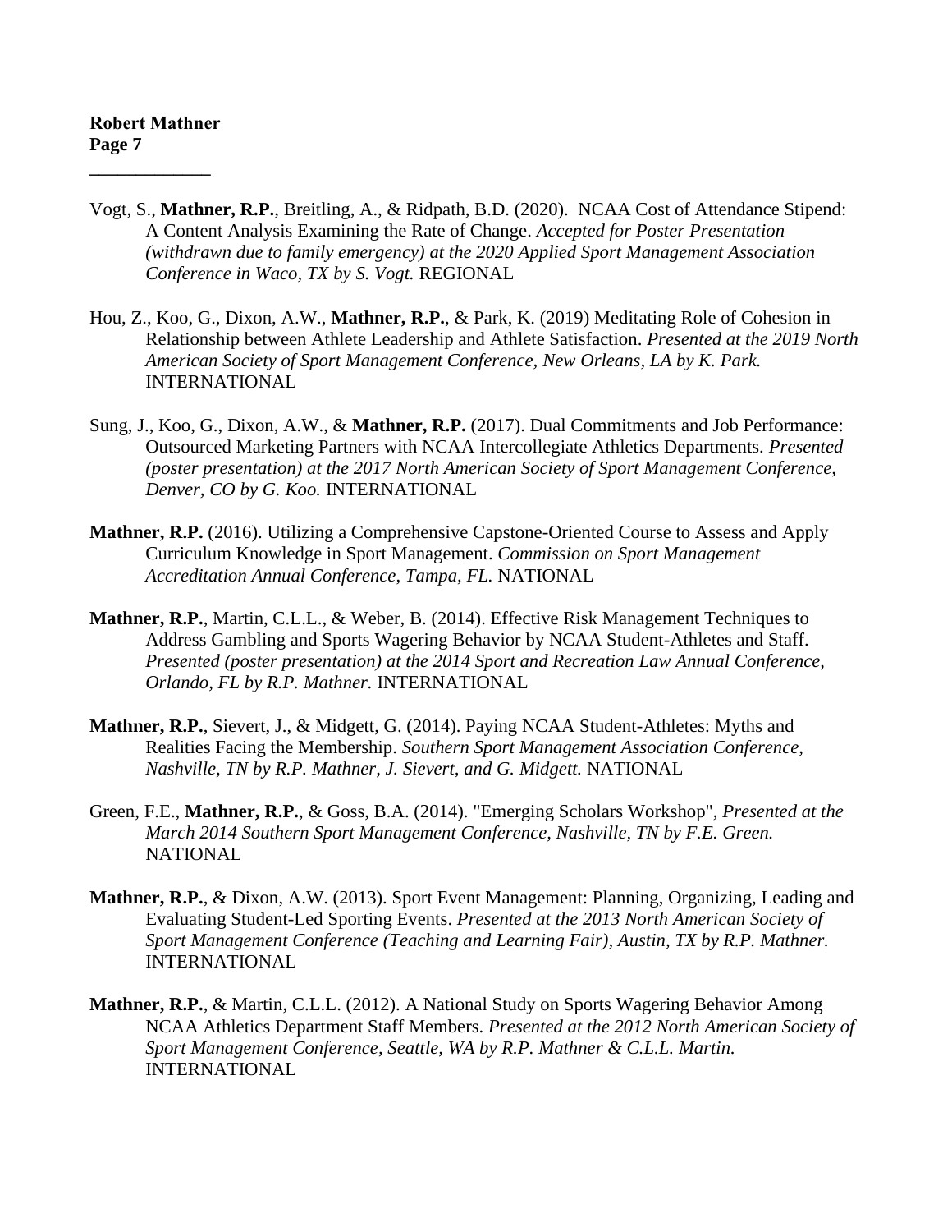Vogt, S., **Mathner, R.P.**, Breitling, A., & Ridpath, B.D. (2020). NCAA Cost of Attendance Stipend: A Content Analysis Examining the Rate of Change. *Accepted for Poster Presentation (withdrawn due to family emergency) at the 2020 Applied Sport Management Association Conference in Waco, TX by S. Vogt.* REGIONAL

Hou, Z., Koo, G., Dixon, A.W., **Mathner, R.P.**, & Park, K. (2019) Meditating Role of Cohesion in Relationship between Athlete Leadership and Athlete Satisfaction. *Presented at the 2019 North American Society of Sport Management Conference, New Orleans, LA by K. Park.* INTERNATIONAL

Sung, J., Koo, G., Dixon, A.W., & **Mathner, R.P.** (2017). Dual Commitments and Job Performance: Outsourced Marketing Partners with NCAA Intercollegiate Athletics Departments. *Presented (poster presentation) at the 2017 North American Society of Sport Management Conference, Denver, CO by G. Koo.* INTERNATIONAL

**Mathner, R.P.** (2016). Utilizing a Comprehensive Capstone-Oriented Course to Assess and Apply Curriculum Knowledge in Sport Management. *Commission on Sport Management Accreditation Annual Conference, Tampa, FL.* NATIONAL

**Mathner, R.P.**, Martin, C.L.L., & Weber, B. (2014). Effective Risk Management Techniques to Address Gambling and Sports Wagering Behavior by NCAA Student-Athletes and Staff. *Presented (poster presentation) at the 2014 Sport and Recreation Law Annual Conference, Orlando, FL by R.P. Mathner.* INTERNATIONAL

**Mathner, R.P.**, Sievert, J., & Midgett, G. (2014). Paying NCAA Student-Athletes: Myths and Realities Facing the Membership. *Southern Sport Management Association Conference, Nashville, TN by R.P. Mathner, J. Sievert, and G. Midgett.* NATIONAL

Green, F.E., **Mathner, R.P.**, & Goss, B.A. (2014). "Emerging Scholars Workshop", *Presented at the March 2014 Southern Sport Management Conference, Nashville, TN by F.E. Green.* NATIONAL

**Mathner, R.P.**, & Dixon, A.W. (2013). Sport Event Management: Planning, Organizing, Leading and Evaluating Student-Led Sporting Events. *Presented at the 2013 North American Society of Sport Management Conference (Teaching and Learning Fair), Austin, TX by R.P. Mathner.* INTERNATIONAL

**Mathner, R.P.**, & Martin, C.L.L. (2012). A National Study on Sports Wagering Behavior Among NCAA Athletics Department Staff Members. *Presented at the 2012 North American Society of Sport Management Conference, Seattle, WA by R.P. Mathner & C.L.L. Martin.* INTERNATIONAL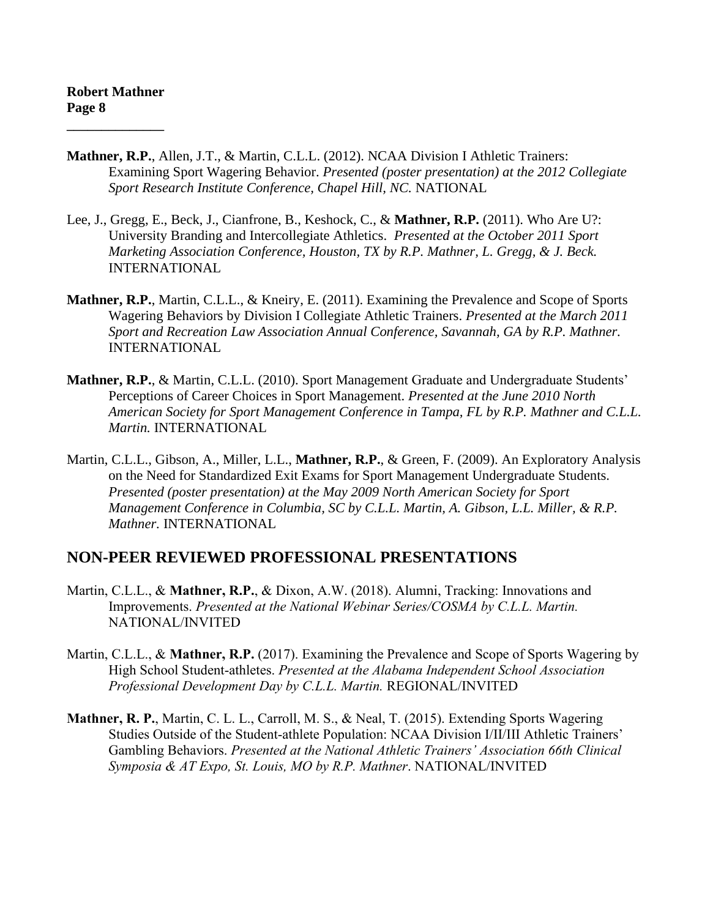**Mathner, R.P.**, Allen, J.T., & Martin, C.L.L. (2012). NCAA Division I Athletic Trainers: Examining Sport Wagering Behavior. *Presented (poster presentation) at the 2012 Collegiate Sport Research Institute Conference, Chapel Hill, NC.* NATIONAL

Lee, J., Gregg, E., Beck, J., Cianfrone, B., Keshock, C., & **Mathner, R.P.** (2011). Who Are U?: University Branding and Intercollegiate Athletics. *Presented at the October 2011 Sport Marketing Association Conference, Houston, TX by R.P. Mathner, L. Gregg, & J. Beck.* INTERNATIONAL

**Mathner, R.P.**, Martin, C.L.L., & Kneiry, E. (2011). Examining the Prevalence and Scope of Sports Wagering Behaviors by Division I Collegiate Athletic Trainers. *Presented at the March 2011 Sport and Recreation Law Association Annual Conference, Savannah, GA by R.P. Mathner.* INTERNATIONAL

**Mathner, R.P.**, & Martin, C.L.L. (2010). Sport Management Graduate and Undergraduate Students' Perceptions of Career Choices in Sport Management. *Presented at the June 2010 North American Society for Sport Management Conference in Tampa, FL by R.P. Mathner and C.L.L. Martin.* INTERNATIONAL

Martin, C.L.L., Gibson, A., Miller, L.L., **Mathner, R.P.**, & Green, F. (2009). An Exploratory Analysis on the Need for Standardized Exit Exams for Sport Management Undergraduate Students. *Presented (poster presentation) at the May 2009 North American Society for Sport Management Conference in Columbia, SC by C.L.L. Martin, A. Gibson, L.L. Miller, & R.P. Mathner.* INTERNATIONAL

## NON-PEER REVIEWED PROFESSIONAL PRESENTATIONS

Martin, C.L.L., & **Mathner, R.P.**, & Dixon, A.W. (2018). Alumni, Tracking: Innovations and Improvements. *Presented at the National Webinar Series/COSMA by C.L.L. Martin.* NATIONAL/INVITED

Martin, C.L.L., & **Mathner, R.P.** (2017). Examining the Prevalence and Scope of Sports Wagering by High School Student-athletes. *Presented at the Alabama Independent School Association Professional Development Day by C.L.L. Martin.* REGIONAL/INVITED

**Mathner, R. P.**, Martin, C. L. L., Carroll, M. S., & Neal, T. (2015). Extending Sports Wagering Studies Outside of the Student-athlete Population: NCAA Division I/II/III Athletic Trainers' Gambling Behaviors. *Presented at the National Athletic Trainers' Association 66th Clinical Symposia & AT Expo, St. Louis, MO by R.P. Mathner*. NATIONAL/INVITED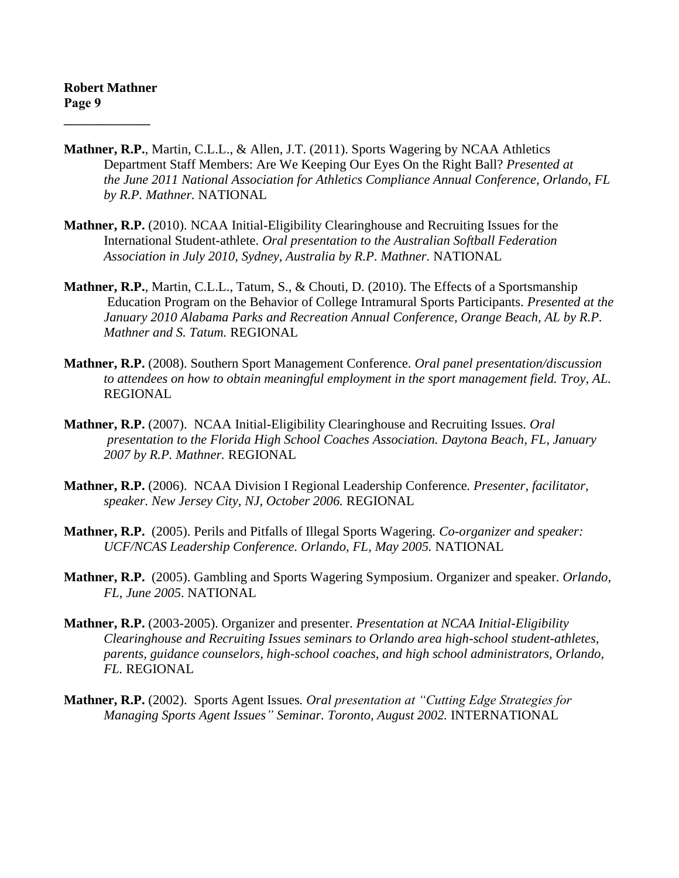**Mathner, R.P.**, Martin, C.L.L., & Allen, J.T. (2011). Sports Wagering by NCAA Athletics Department Staff Members: Are We Keeping Our Eyes On the Right Ball? *Presented at the June 2011 National Association for Athletics Compliance Annual Conference, Orlando, FL by R.P. Mathner.* NATIONAL

**Mathner, R.P.** (2010). NCAA Initial-Eligibility Clearinghouse and Recruiting Issues for the International Student-athlete. *Oral presentation to the Australian Softball Federation Association in July 2010, Sydney, Australia by R.P. Mathner.* NATIONAL

**Mathner, R.P.**, Martin, C.L.L., Tatum, S., & Chouti, D. (2010). The Effects of a Sportsmanship Education Program on the Behavior of College Intramural Sports Participants. *Presented at the January 2010 Alabama Parks and Recreation Annual Conference, Orange Beach, AL by R.P. Mathner and S. Tatum.* REGIONAL

**Mathner, R.P.** (2008). Southern Sport Management Conference. *Oral panel presentation/discussion to attendees on how to obtain meaningful employment in the sport management field. Troy, AL.* REGIONAL

**Mathner, R.P.** (2007). NCAA Initial-Eligibility Clearinghouse and Recruiting Issues. *Oral presentation to the Florida High School Coaches Association. Daytona Beach, FL, January 2007 by R.P. Mathner.* REGIONAL

**Mathner, R.P.** (2006). NCAA Division I Regional Leadership Conference. *Presenter, facilitator, speaker. New Jersey City, NJ, October 2006.* REGIONAL

**Mathner, R.P.** (2005). Perils and Pitfalls of Illegal Sports Wagering. *Co-organizer and speaker: UCF/NCAS Leadership Conference. Orlando, FL, May 2005.* NATIONAL

**Mathner, R.P.** (2005). Gambling and Sports Wagering Symposium. Organizer and speaker. *Orlando, FL, June 2005.* NATIONAL

**Mathner, R.P.** (2003-2005). Organizer and presenter. *Presentation at NCAA Initial-Eligibility Clearinghouse and Recruiting Issues seminars to Orlando area high-school student-athletes, parents, guidance counselors, high-school coaches, and high school administrators, Orlando, FL.* REGIONAL

**Mathner, R.P.** (2002). Sports Agent Issues. *Oral presentation at "Cutting Edge Strategies for Managing Sports Agent Issues" Seminar. Toronto, August 2002.* INTERNATIONAL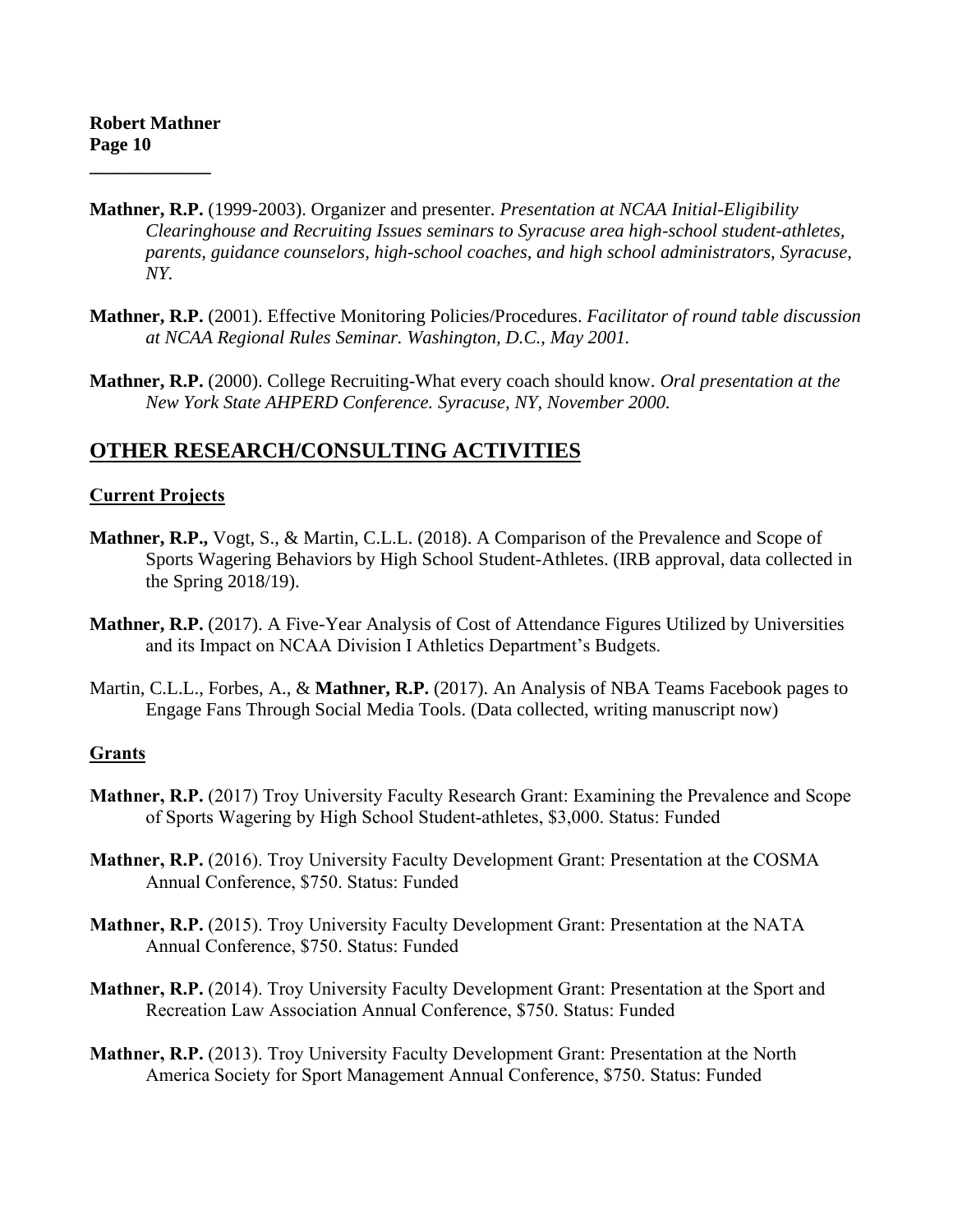**Mathner, R.P.** (1999-2003). Organizer and presenter. *Presentation at NCAA Initial-Eligibility Clearinghouse and Recruiting Issues seminars to Syracuse area high-school student-athletes, parents, guidance counselors, high-school coaches, and high school administrators, Syracuse, NY.*

**Mathner, R.P.** (2001). Effective Monitoring Policies/Procedures. *Facilitator of round table discussion at NCAA Regional Rules Seminar. Washington, D.C., May 2001.*

**Mathner, R.P.** (2000). College Recruiting-What every coach should know. *Oral presentation at the New York State AHPERD Conference. Syracuse, NY, November 2000.*

## OTHER RESEARCH/CONSULTING ACTIVITIES

### Current Projects

**Mathner, R.P.,** Vogt, S., & Martin, C.L.L. (2018). A Comparison of the Prevalence and Scope of Sports Wagering Behaviors by High School Student-Athletes. (IRB approval, data collected in the Spring 2018/19).

**Mathner, R.P.** (2017). A Five-Year Analysis of Cost of Attendance Figures Utilized by Universities and its Impact on NCAA Division I Athletics Department's Budgets.

Martin, C.L.L., Forbes, A., & **Mathner, R.P.** (2017). An Analysis of NBA Teams Facebook pages to Engage Fans Through Social Media Tools. (Data collected, writing manuscript now)

### Grants

**Mathner, R.P.** (2017) Troy University Faculty Research Grant: Examining the Prevalence and Scope of Sports Wagering by High School Student-athletes, $3,000. Status: Funded

**Mathner, R.P.** (2016). Troy University Faculty Development Grant: Presentation at the COSMA Annual Conference, $750. Status: Funded

**Mathner, R.P.** (2015). Troy University Faculty Development Grant: Presentation at the NATA Annual Conference, $750. Status: Funded

**Mathner, R.P.** (2014). Troy University Faculty Development Grant: Presentation at the Sport and Recreation Law Association Annual Conference, $750. Status: Funded

**Mathner, R.P.** (2013). Troy University Faculty Development Grant: Presentation at the North America Society for Sport Management Annual Conference, $750. Status: Funded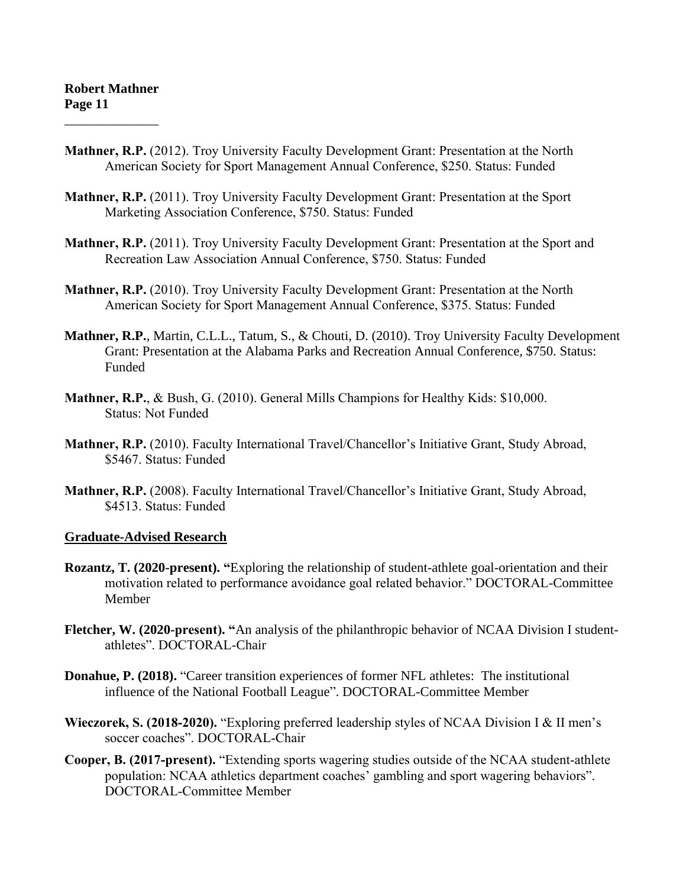**Mathner, R.P.** (2012). Troy University Faculty Development Grant: Presentation at the North American Society for Sport Management Annual Conference, $250. Status: Funded

**Mathner, R.P.** (2011). Troy University Faculty Development Grant: Presentation at the Sport Marketing Association Conference, $750. Status: Funded

**Mathner, R.P.** (2011). Troy University Faculty Development Grant: Presentation at the Sport and Recreation Law Association Annual Conference, $750. Status: Funded

**Mathner, R.P.** (2010). Troy University Faculty Development Grant: Presentation at the North American Society for Sport Management Annual Conference, $375. Status: Funded

**Mathner, R.P.**, Martin, C.L.L., Tatum, S., & Chouti, D. (2010). Troy University Faculty Development Grant: Presentation at the Alabama Parks and Recreation Annual Conference, $750. Status: Funded

**Mathner, R.P.**, & Bush, G. (2010). General Mills Champions for Healthy Kids: $10,000. Status: Not Funded

**Mathner, R.P.** (2010). Faculty International Travel/Chancellor's Initiative Grant, Study Abroad, $5467. Status: Funded

**Mathner, R.P.** (2008). Faculty International Travel/Chancellor's Initiative Grant, Study Abroad, $4513. Status: Funded

## Graduate-Advised Research

**Rozantz, T. (2020-present). "**Exploring the relationship of student-athlete goal-orientation and their motivation related to performance avoidance goal related behavior." DOCTORAL-Committee Member

**Fletcher, W. (2020-present). "**An analysis of the philanthropic behavior of NCAA Division I student-athletes". DOCTORAL-Chair

**Donahue, P. (2018).** "Career transition experiences of former NFL athletes: The institutional influence of the National Football League". DOCTORAL-Committee Member

**Wieczorek, S. (2018-2020).** "Exploring preferred leadership styles of NCAA Division I & II men's soccer coaches". DOCTORAL-Chair

**Cooper, B. (2017-present).** "Extending sports wagering studies outside of the NCAA student-athlete population: NCAA athletics department coaches' gambling and sport wagering behaviors". DOCTORAL-Committee Member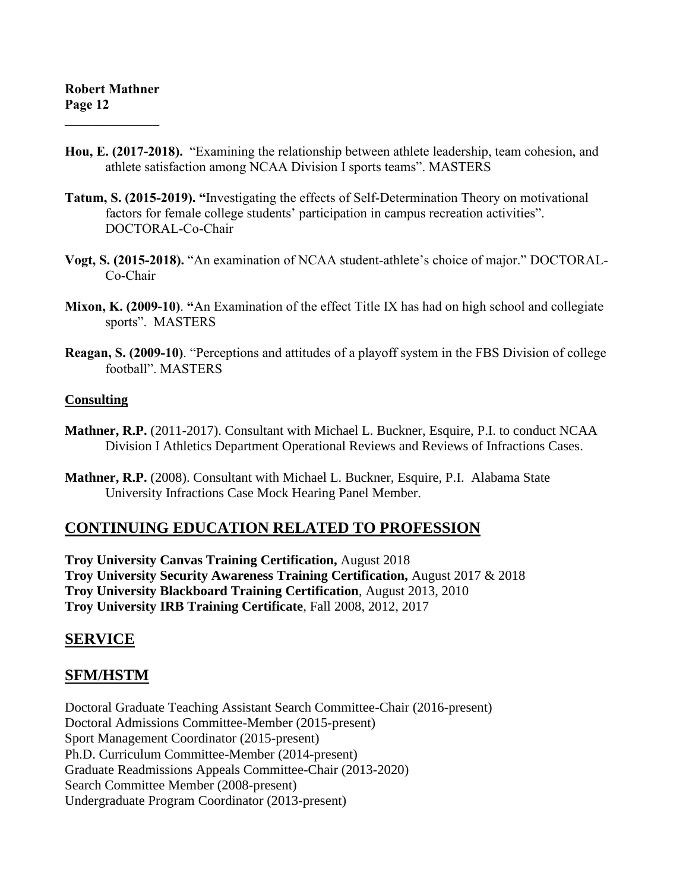**Hou, E. (2017-2018).** "Examining the relationship between athlete leadership, team cohesion, and athlete satisfaction among NCAA Division I sports teams". MASTERS

**Tatum, S. (2015-2019). "**Investigating the effects of Self-Determination Theory on motivational factors for female college students' participation in campus recreation activities". DOCTORAL-Co-Chair

**Vogt, S. (2015-2018).** "An examination of NCAA student-athlete's choice of major." DOCTORAL-Co-Chair

**Mixon, K. (2009-10)**. **"**An Examination of the effect Title IX has had on high school and collegiate sports". MASTERS

**Reagan, S. (2009-10)**. "Perceptions and attitudes of a playoff system in the FBS Division of college football". MASTERS

**Consulting**

**Mathner, R.P.** (2011-2017). Consultant with Michael L. Buckner, Esquire, P.I. to conduct NCAA Division I Athletics Department Operational Reviews and Reviews of Infractions Cases.

**Mathner, R.P.** (2008). Consultant with Michael L. Buckner, Esquire, P.I. Alabama State University Infractions Case Mock Hearing Panel Member.

## CONTINUING EDUCATION RELATED TO PROFESSION

**Troy University Canvas Training Certification,** August 2018
**Troy University Security Awareness Training Certification,** August 2017 & 2018
**Troy University Blackboard Training Certification**, August 2013, 2010
**Troy University IRB Training Certificate**, Fall 2008, 2012, 2017

## SERVICE

## SFM/HSTM

Doctoral Graduate Teaching Assistant Search Committee-Chair (2016-present)
Doctoral Admissions Committee-Member (2015-present)
Sport Management Coordinator (2015-present)
Ph.D. Curriculum Committee-Member (2014-present)
Graduate Readmissions Appeals Committee-Chair (2013-2020)
Search Committee Member (2008-present)
Undergraduate Program Coordinator (2013-present)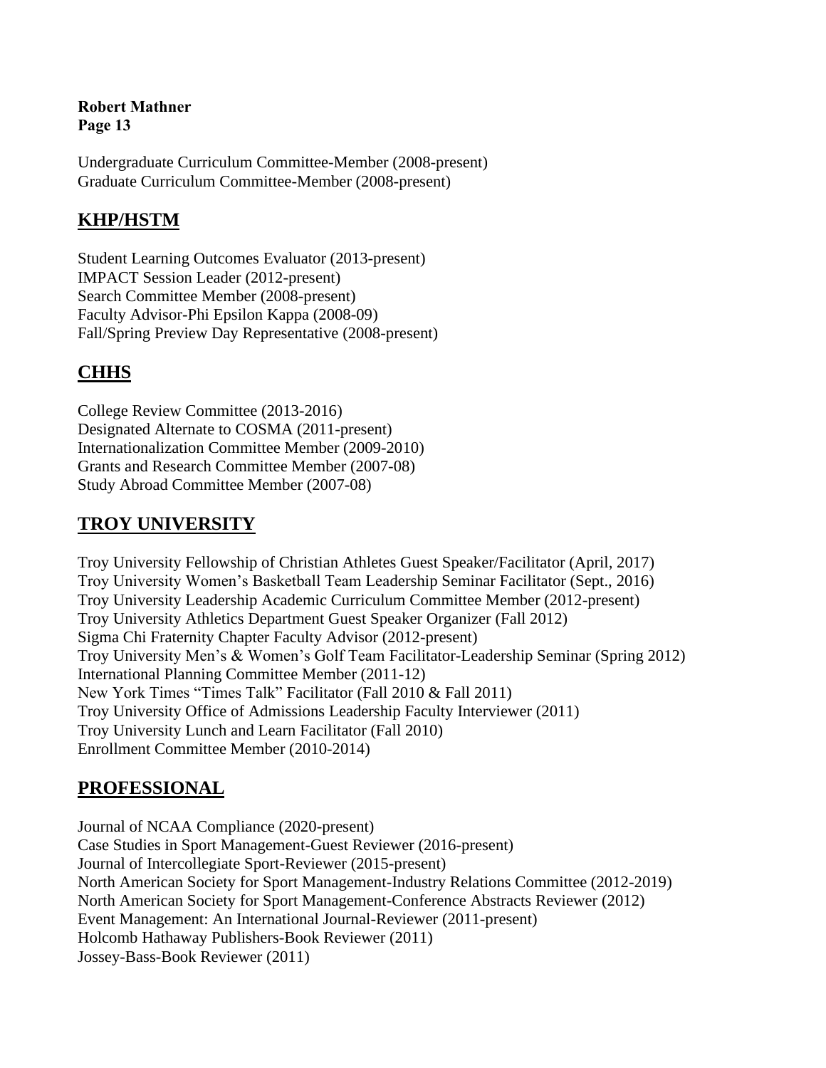Undergraduate Curriculum Committee-Member (2008-present)
Graduate Curriculum Committee-Member (2008-present)

## KHP/HSTM

Student Learning Outcomes Evaluator (2013-present)
IMPACT Session Leader (2012-present)
Search Committee Member (2008-present)
Faculty Advisor-Phi Epsilon Kappa (2008-09)
Fall/Spring Preview Day Representative (2008-present)

## CHHS

College Review Committee (2013-2016)
Designated Alternate to COSMA (2011-present)
Internationalization Committee Member (2009-2010)
Grants and Research Committee Member (2007-08)
Study Abroad Committee Member (2007-08)

## TROY UNIVERSITY

Troy University Fellowship of Christian Athletes Guest Speaker/Facilitator (April, 2017)
Troy University Women's Basketball Team Leadership Seminar Facilitator (Sept., 2016)
Troy University Leadership Academic Curriculum Committee Member (2012-present)
Troy University Athletics Department Guest Speaker Organizer (Fall 2012)
Sigma Chi Fraternity Chapter Faculty Advisor (2012-present)
Troy University Men's & Women's Golf Team Facilitator-Leadership Seminar (Spring 2012)
International Planning Committee Member (2011-12)
New York Times "Times Talk" Facilitator (Fall 2010 & Fall 2011)
Troy University Office of Admissions Leadership Faculty Interviewer (2011)
Troy University Lunch and Learn Facilitator (Fall 2010)
Enrollment Committee Member (2010-2014)

## PROFESSIONAL

Journal of NCAA Compliance (2020-present)
Case Studies in Sport Management-Guest Reviewer (2016-present)
Journal of Intercollegiate Sport-Reviewer (2015-present)
North American Society for Sport Management-Industry Relations Committee (2012-2019)
North American Society for Sport Management-Conference Abstracts Reviewer (2012)
Event Management: An International Journal-Reviewer (2011-present)
Holcomb Hathaway Publishers-Book Reviewer (2011)
Jossey-Bass-Book Reviewer (2011)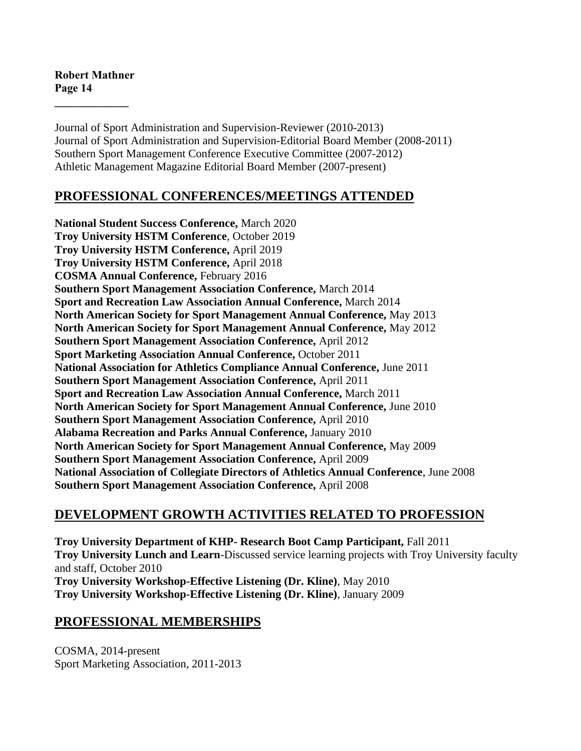Journal of Sport Administration and Supervision-Reviewer (2010-2013)
Journal of Sport Administration and Supervision-Editorial Board Member (2008-2011)
Southern Sport Management Conference Executive Committee (2007-2012)
Athletic Management Magazine Editorial Board Member (2007-present)

## PROFESSIONAL CONFERENCES/MEETINGS ATTENDED

**National Student Success Conference,** March 2020
**Troy University HSTM Conference**, October 2019
**Troy University HSTM Conference,** April 2019
**Troy University HSTM Conference,** April 2018
**COSMA Annual Conference,** February 2016
**Southern Sport Management Association Conference,** March 2014
**Sport and Recreation Law Association Annual Conference,** March 2014
**North American Society for Sport Management Annual Conference,** May 2013
**North American Society for Sport Management Annual Conference,** May 2012
**Southern Sport Management Association Conference,** April 2012
**Sport Marketing Association Annual Conference,** October 2011
**National Association for Athletics Compliance Annual Conference,** June 2011
**Southern Sport Management Association Conference,** April 2011
**Sport and Recreation Law Association Annual Conference,** March 2011
**North American Society for Sport Management Annual Conference,** June 2010
**Southern Sport Management Association Conference,** April 2010
**Alabama Recreation and Parks Annual Conference,** January 2010
**North American Society for Sport Management Annual Conference,** May 2009
**Southern Sport Management Association Conference,** April 2009
**National Association of Collegiate Directors of Athletics Annual Conference**, June 2008
**Southern Sport Management Association Conference,** April 2008

## DEVELOPMENT GROWTH ACTIVITIES RELATED TO PROFESSION

**Troy University Department of KHP- Research Boot Camp Participant,** Fall 2011
**Troy University Lunch and Learn**-Discussed service learning projects with Troy University faculty and staff, October 2010
**Troy University Workshop-Effective Listening (Dr. Kline)**, May 2010
**Troy University Workshop-Effective Listening (Dr. Kline)**, January 2009

## PROFESSIONAL MEMBERSHIPS

COSMA, 2014-present
Sport Marketing Association, 2011-2013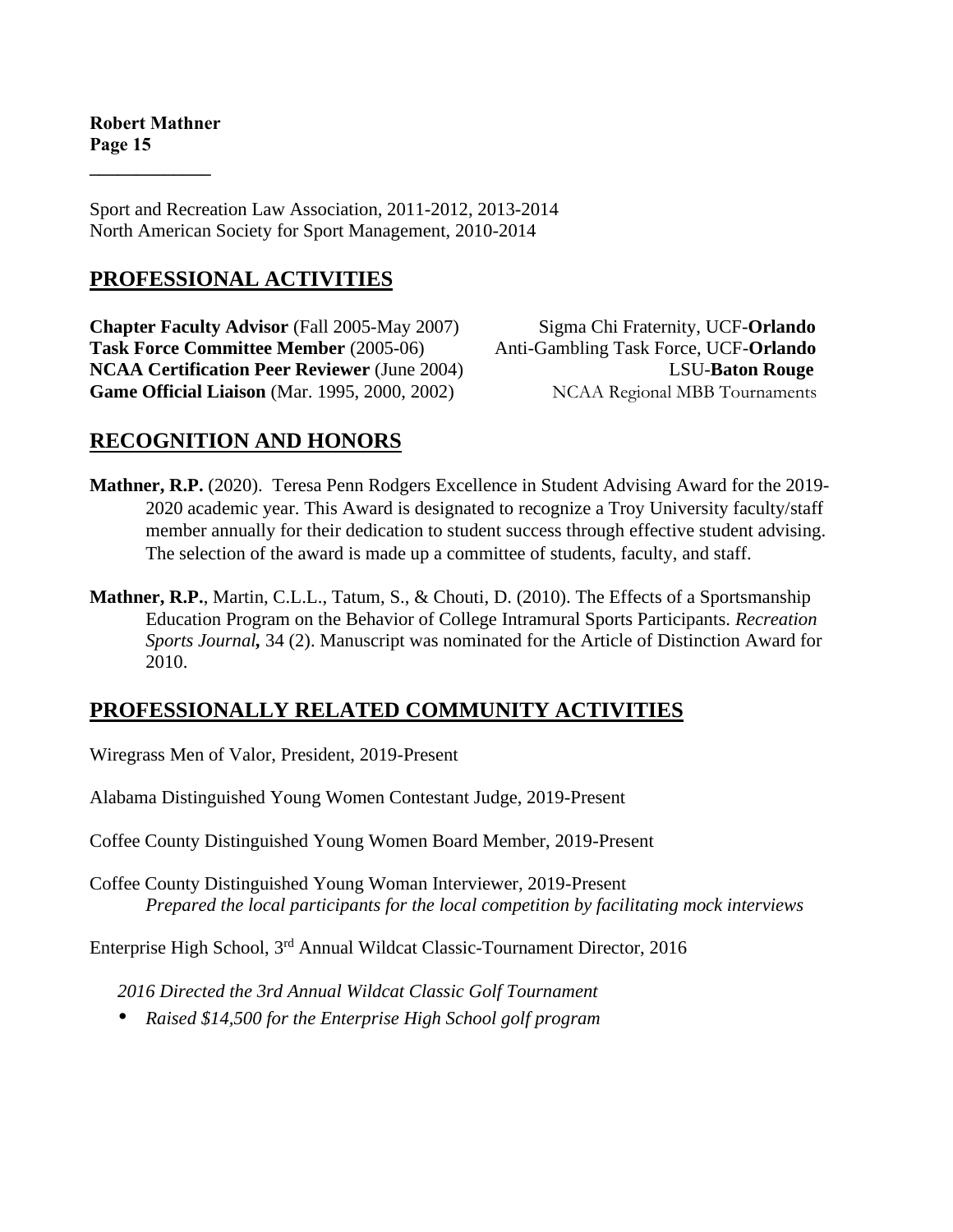Sport and Recreation Law Association, 2011-2012, 2013-2014
North American Society for Sport Management, 2010-2014

## PROFESSIONAL ACTIVITIES

**Chapter Faculty Advisor** (Fall 2005-May 2007) Sigma Chi Fraternity, UCF-**Orlando**
**Task Force Committee Member** (2005-06) Anti-Gambling Task Force, UCF-**Orlando**
**NCAA Certification Peer Reviewer** (June 2004) LSU-**Baton Rouge**
**Game Official Liaison** (Mar. 1995, 2000, 2002) NCAA Regional MBB Tournaments

## RECOGNITION AND HONORS

**Mathner, R.P.** (2020). Teresa Penn Rodgers Excellence in Student Advising Award for the 2019-2020 academic year. This Award is designated to recognize a Troy University faculty/staff member annually for their dedication to student success through effective student advising. The selection of the award is made up a committee of students, faculty, and staff.

**Mathner, R.P.**, Martin, C.L.L., Tatum, S., & Chouti, D. (2010). The Effects of a Sportsmanship Education Program on the Behavior of College Intramural Sports Participants. *Recreation Sports Journal,* 34 (2). Manuscript was nominated for the Article of Distinction Award for 2010.

## PROFESSIONALLY RELATED COMMUNITY ACTIVITIES

Wiregrass Men of Valor, President, 2019-Present

Alabama Distinguished Young Women Contestant Judge, 2019-Present

Coffee County Distinguished Young Women Board Member, 2019-Present

Coffee County Distinguished Young Woman Interviewer, 2019-Present
*Prepared the local participants for the local competition by facilitating mock interviews*

Enterprise High School, 3rd Annual Wildcat Classic-Tournament Director, 2016

*2016 Directed the 3rd Annual Wildcat Classic Golf Tournament*

- *Raised $14,500 for the Enterprise High School golf program*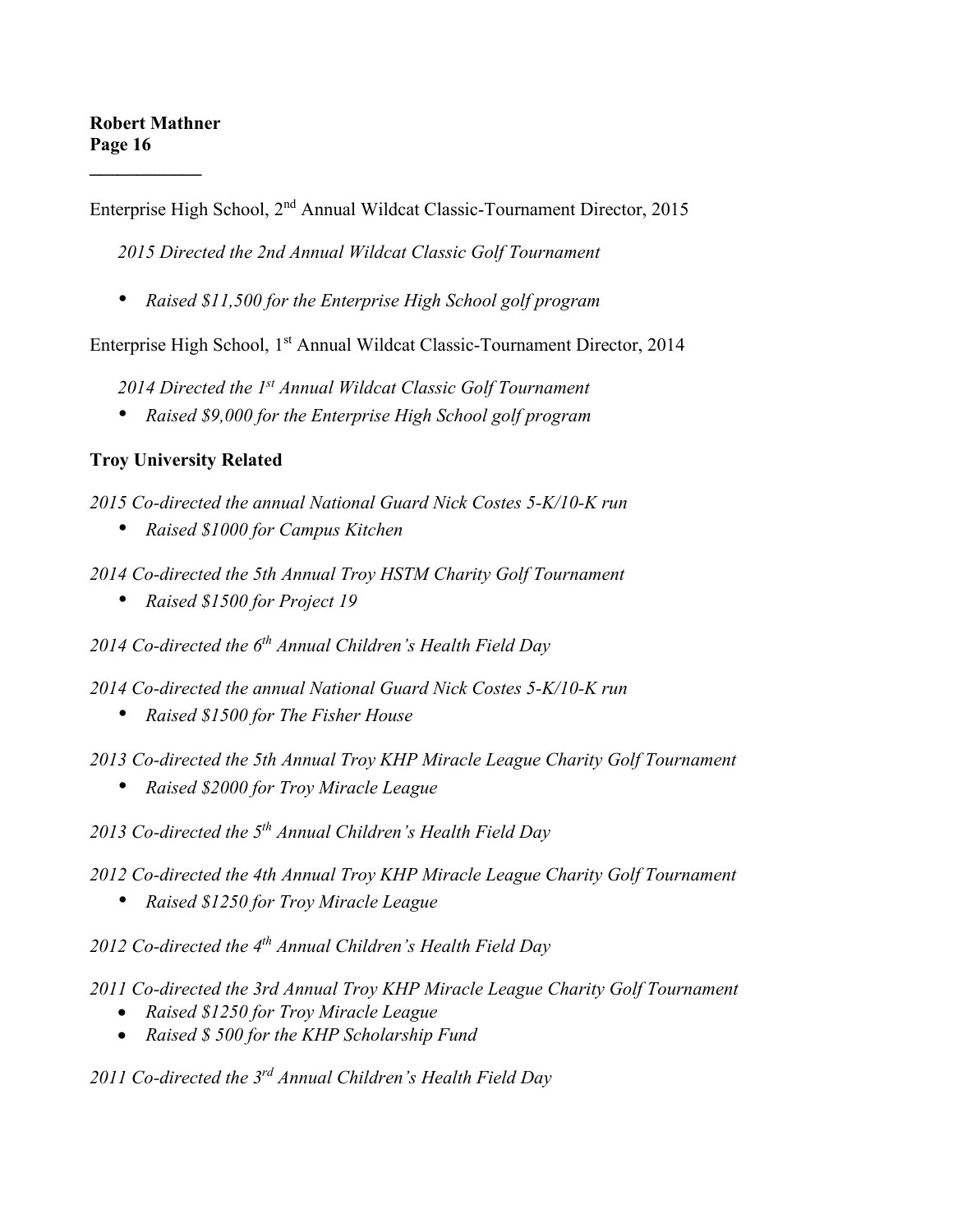Enterprise High School, 2nd Annual Wildcat Classic-Tournament Director, 2015

*2015 Directed the 2nd Annual Wildcat Classic Golf Tournament*

- *Raised $11,500 for the Enterprise High School golf program*

Enterprise High School, 1st Annual Wildcat Classic-Tournament Director, 2014

*2014 Directed the 1st Annual Wildcat Classic Golf Tournament*

- *Raised $9,000 for the Enterprise High School golf program*

**Troy University Related**

*2015 Co-directed the annual National Guard Nick Costes 5-K/10-K run*

- *Raised $1000 for Campus Kitchen*

*2014 Co-directed the 5th Annual Troy HSTM Charity Golf Tournament*

- *Raised $1500 for Project 19*

*2014 Co-directed the 6th Annual Children's Health Field Day*

*2014 Co-directed the annual National Guard Nick Costes 5-K/10-K run*

- *Raised $1500 for The Fisher House*

*2013 Co-directed the 5th Annual Troy KHP Miracle League Charity Golf Tournament*

- *Raised $2000 for Troy Miracle League*

*2013 Co-directed the 5th Annual Children's Health Field Day*

*2012 Co-directed the 4th Annual Troy KHP Miracle League Charity Golf Tournament*

- *Raised $1250 for Troy Miracle League*

*2012 Co-directed the 4th Annual Children's Health Field Day*

*2011 Co-directed the 3rd Annual Troy KHP Miracle League Charity Golf Tournament*

- *Raised $1250 for Troy Miracle League*
- *Raised $ 500 for the KHP Scholarship Fund*

*2011 Co-directed the 3rd Annual Children's Health Field Day*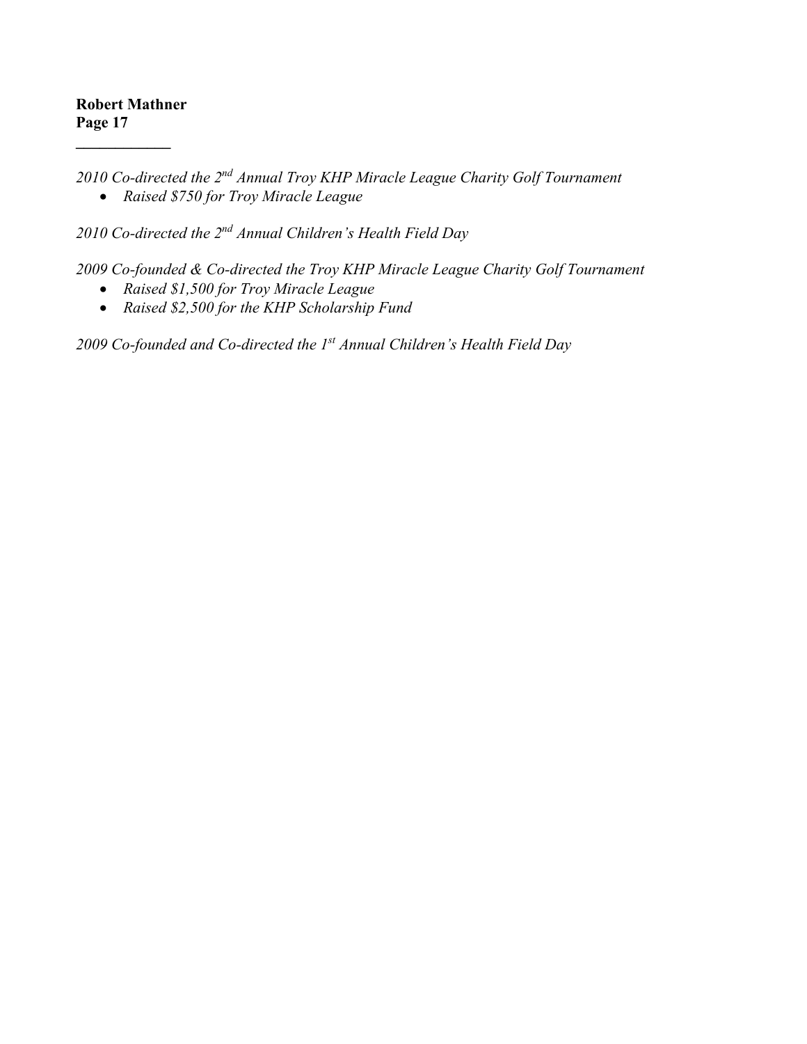*2010 Co-directed the 2nd Annual Troy KHP Miracle League Charity Golf Tournament*

- *Raised $750 for Troy Miracle League*

*2010 Co-directed the 2nd Annual Children's Health Field Day*

*2009 Co-founded & Co-directed the Troy KHP Miracle League Charity Golf Tournament*

- *Raised $1,500 for Troy Miracle League*
- *Raised $2,500 for the KHP Scholarship Fund*

*2009 Co-founded and Co-directed the 1st Annual Children's Health Field Day*